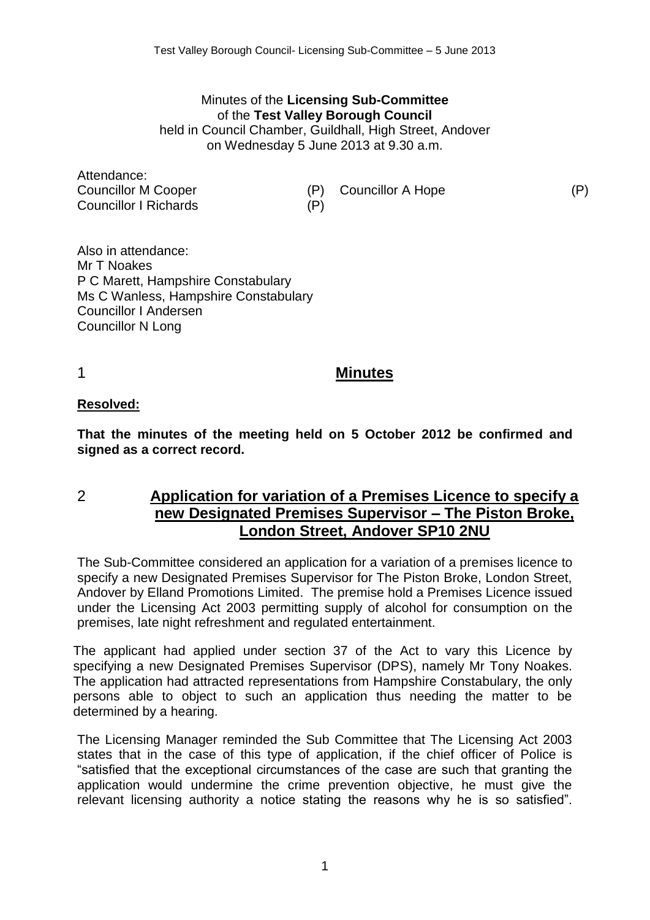Minutes of the **Licensing Sub-Committee**
of the **Test Valley Borough Council**
held in Council Chamber, Guildhall, High Street, Andover
on Wednesday 5 June 2013 at 9.30 a.m.

Attendance:

| | | | |
|---|---|---|---|
| Councillor M Cooper | (P) | Councillor A Hope | (P) |
| Councillor I Richards | (P) | | |

Also in attendance:
Mr T Noakes
P C Marett, Hampshire Constabulary
Ms C Wanless, Hampshire Constabulary
Councillor I Andersen
Councillor N Long

## 1 Minutes

**Resolved:**

**That the minutes of the meeting held on 5 October 2012 be confirmed and signed as a correct record.**

## 2 Application for variation of a Premises Licence to specify a new Designated Premises Supervisor – The Piston Broke, London Street, Andover SP10 2NU

The Sub-Committee considered an application for a variation of a premises licence to specify a new Designated Premises Supervisor for The Piston Broke, London Street, Andover by Elland Promotions Limited. The premise hold a Premises Licence issued under the Licensing Act 2003 permitting supply of alcohol for consumption on the premises, late night refreshment and regulated entertainment.

The applicant had applied under section 37 of the Act to vary this Licence by specifying a new Designated Premises Supervisor (DPS), namely Mr Tony Noakes. The application had attracted representations from Hampshire Constabulary, the only persons able to object to such an application thus needing the matter to be determined by a hearing.

The Licensing Manager reminded the Sub Committee that The Licensing Act 2003 states that in the case of this type of application, if the chief officer of Police is "satisfied that the exceptional circumstances of the case are such that granting the application would undermine the crime prevention objective, he must give the relevant licensing authority a notice stating the reasons why he is so satisfied".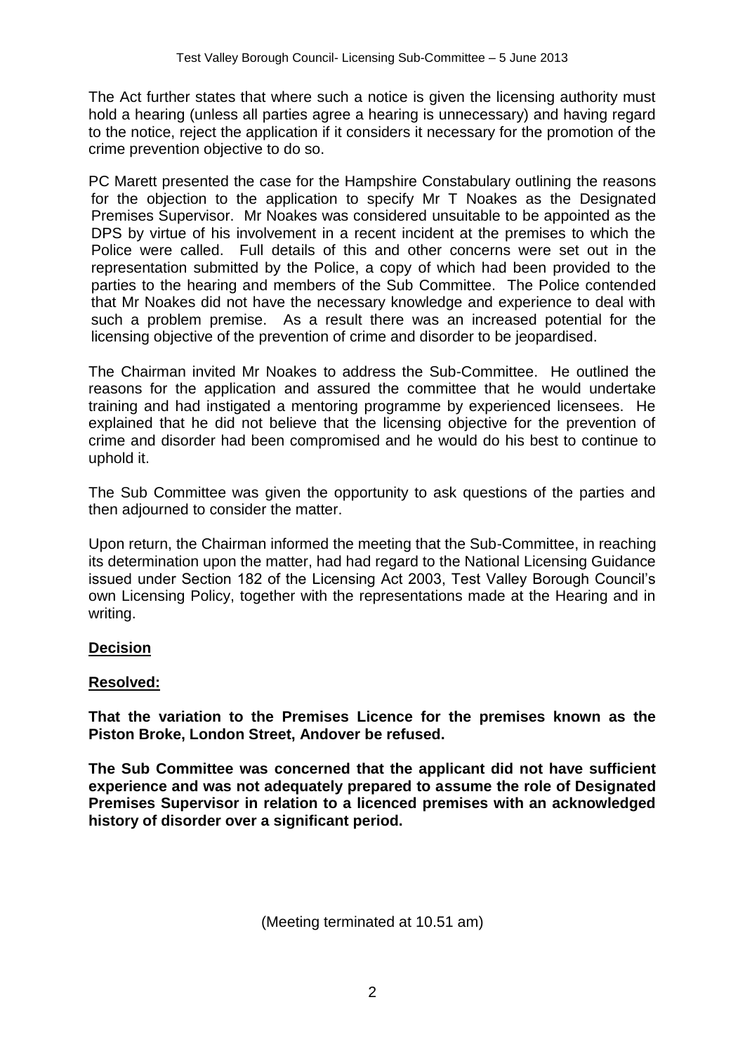The Act further states that where such a notice is given the licensing authority must hold a hearing (unless all parties agree a hearing is unnecessary) and having regard to the notice, reject the application if it considers it necessary for the promotion of the crime prevention objective to do so.

PC Marett presented the case for the Hampshire Constabulary outlining the reasons for the objection to the application to specify Mr T Noakes as the Designated Premises Supervisor. Mr Noakes was considered unsuitable to be appointed as the DPS by virtue of his involvement in a recent incident at the premises to which the Police were called. Full details of this and other concerns were set out in the representation submitted by the Police, a copy of which had been provided to the parties to the hearing and members of the Sub Committee. The Police contended that Mr Noakes did not have the necessary knowledge and experience to deal with such a problem premise. As a result there was an increased potential for the licensing objective of the prevention of crime and disorder to be jeopardised.

The Chairman invited Mr Noakes to address the Sub-Committee. He outlined the reasons for the application and assured the committee that he would undertake training and had instigated a mentoring programme by experienced licensees. He explained that he did not believe that the licensing objective for the prevention of crime and disorder had been compromised and he would do his best to continue to uphold it.

The Sub Committee was given the opportunity to ask questions of the parties and then adjourned to consider the matter.

Upon return, the Chairman informed the meeting that the Sub-Committee, in reaching its determination upon the matter, had had regard to the National Licensing Guidance issued under Section 182 of the Licensing Act 2003, Test Valley Borough Council's own Licensing Policy, together with the representations made at the Hearing and in writing.

**Decision**

**Resolved:**

**That the variation to the Premises Licence for the premises known as the Piston Broke, London Street, Andover be refused.**

**The Sub Committee was concerned that the applicant did not have sufficient experience and was not adequately prepared to assume the role of Designated Premises Supervisor in relation to a licenced premises with an acknowledged history of disorder over a significant period.**

(Meeting terminated at 10.51 am)